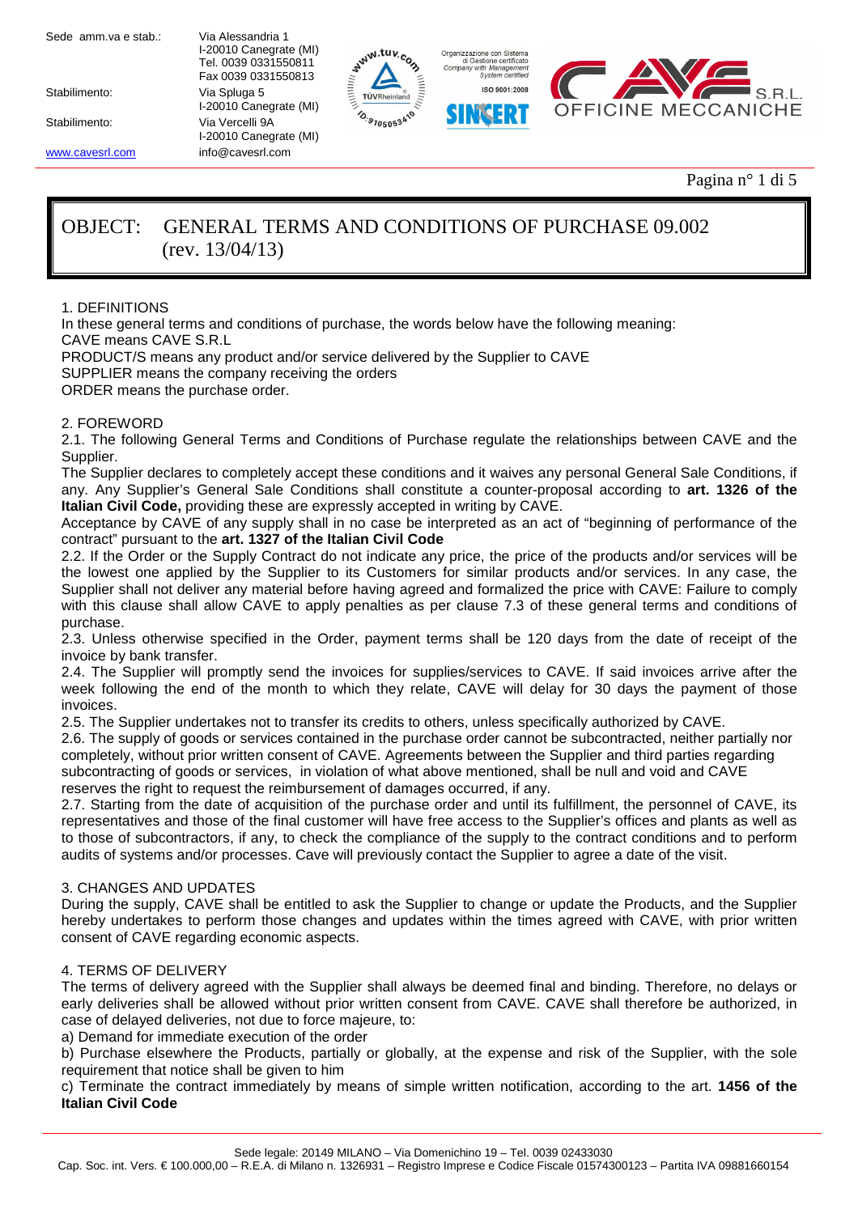# OBJECT: GENERAL TERMS AND CONDITIONS OF PURCHASE 09.002 (rev. 13/04/13)

## 1. DEFINITIONS

In these general terms and conditions of purchase, the words below have the following meaning:

CAVE means CAVE S.R.L

PRODUCT/S means any product and/or service delivered by the Supplier to CAVE

SUPPLIER means the company receiving the orders

ORDER means the purchase order.

## 2. FOREWORD

2.1. The following General Terms and Conditions of Purchase regulate the relationships between CAVE and the Supplier.

The Supplier declares to completely accept these conditions and it waives any personal General Sale Conditions, if any. Any Supplier's General Sale Conditions shall constitute a counter-proposal according to **art. 1326 of the Italian Civil Code,** providing these are expressly accepted in writing by CAVE.

Acceptance by CAVE of any supply shall in no case be interpreted as an act of "beginning of performance of the contract" pursuant to the **art. 1327 of the Italian Civil Code**

2.2. If the Order or the Supply Contract do not indicate any price, the price of the products and/or services will be the lowest one applied by the Supplier to its Customers for similar products and/or services. In any case, the Supplier shall not deliver any material before having agreed and formalized the price with CAVE: Failure to comply with this clause shall allow CAVE to apply penalties as per clause 7.3 of these general terms and conditions of purchase.

2.3. Unless otherwise specified in the Order, payment terms shall be 120 days from the date of receipt of the invoice by bank transfer.

2.4. The Supplier will promptly send the invoices for supplies/services to CAVE. If said invoices arrive after the week following the end of the month to which they relate, CAVE will delay for 30 days the payment of those invoices.

2.5. The Supplier undertakes not to transfer its credits to others, unless specifically authorized by CAVE.

2.6. The supply of goods or services contained in the purchase order cannot be subcontracted, neither partially nor completely, without prior written consent of CAVE. Agreements between the Supplier and third parties regarding subcontracting of goods or services, in violation of what above mentioned, shall be null and void and CAVE reserves the right to request the reimbursement of damages occurred, if any.

2.7. Starting from the date of acquisition of the purchase order and until its fulfillment, the personnel of CAVE, its representatives and those of the final customer will have free access to the Supplier's offices and plants as well as to those of subcontractors, if any, to check the compliance of the supply to the contract conditions and to perform audits of systems and/or processes. Cave will previously contact the Supplier to agree a date of the visit.

## 3. CHANGES AND UPDATES

During the supply, CAVE shall be entitled to ask the Supplier to change or update the Products, and the Supplier hereby undertakes to perform those changes and updates within the times agreed with CAVE, with prior written consent of CAVE regarding economic aspects.

## 4. TERMS OF DELIVERY

The terms of delivery agreed with the Supplier shall always be deemed final and binding. Therefore, no delays or early deliveries shall be allowed without prior written consent from CAVE. CAVE shall therefore be authorized, in case of delayed deliveries, not due to force majeure, to:

a) Demand for immediate execution of the order

b) Purchase elsewhere the Products, partially or globally, at the expense and risk of the Supplier, with the sole requirement that notice shall be given to him

c) Terminate the contract immediately by means of simple written notification, according to the art. **1456 of the Italian Civil Code**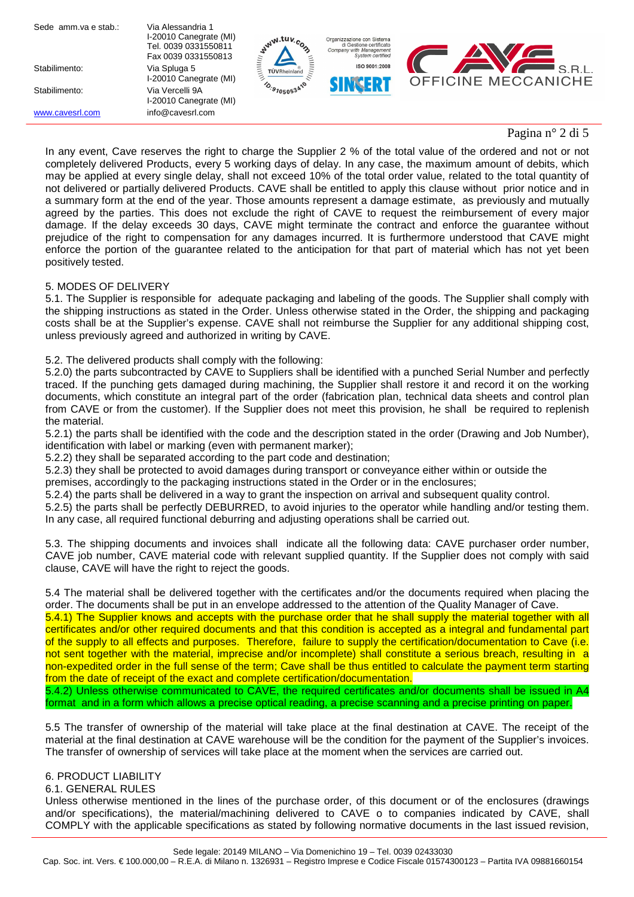In any event, Cave reserves the right to charge the Supplier 2 % of the total value of the ordered and not or not completely delivered Products, every 5 working days of delay. In any case, the maximum amount of debits, which may be applied at every single delay, shall not exceed 10% of the total order value, related to the total quantity of not delivered or partially delivered Products. CAVE shall be entitled to apply this clause without prior notice and in a summary form at the end of the year. Those amounts represent a damage estimate, as previously and mutually agreed by the parties. This does not exclude the right of CAVE to request the reimbursement of every major damage. If the delay exceeds 30 days, CAVE might terminate the contract and enforce the guarantee without prejudice of the right to compensation for any damages incurred. It is furthermore understood that CAVE might enforce the portion of the guarantee related to the anticipation for that part of material which has not yet been positively tested.

## 5. MODES OF DELIVERY

5.1. The Supplier is responsible for adequate packaging and labeling of the goods. The Supplier shall comply with the shipping instructions as stated in the Order. Unless otherwise stated in the Order, the shipping and packaging costs shall be at the Supplier's expense. CAVE shall not reimburse the Supplier for any additional shipping cost, unless previously agreed and authorized in writing by CAVE.

5.2. The delivered products shall comply with the following:
5.2.0) the parts subcontracted by CAVE to Suppliers shall be identified with a punched Serial Number and perfectly traced. If the punching gets damaged during machining, the Supplier shall restore it and record it on the working documents, which constitute an integral part of the order (fabrication plan, technical data sheets and control plan from CAVE or from the customer). If the Supplier does not meet this provision, he shall be required to replenish the material.
5.2.1) the parts shall be identified with the code and the description stated in the order (Drawing and Job Number), identification with label or marking (even with permanent marker);
5.2.2) they shall be separated according to the part code and destination;
5.2.3) they shall be protected to avoid damages during transport or conveyance either within or outside the premises, accordingly to the packaging instructions stated in the Order or in the enclosures;
5.2.4) the parts shall be delivered in a way to grant the inspection on arrival and subsequent quality control.
5.2.5) the parts shall be perfectly DEBURRED, to avoid injuries to the operator while handling and/or testing them. In any case, all required functional deburring and adjusting operations shall be carried out.

5.3. The shipping documents and invoices shall indicate all the following data: CAVE purchaser order number, CAVE job number, CAVE material code with relevant supplied quantity. If the Supplier does not comply with said clause, CAVE will have the right to reject the goods.

5.4 The material shall be delivered together with the certificates and/or the documents required when placing the order. The documents shall be put in an envelope addressed to the attention of the Quality Manager of Cave.
5.4.1) The Supplier knows and accepts with the purchase order that he shall supply the material together with all certificates and/or other required documents and that this condition is accepted as a integral and fundamental part of the supply to all effects and purposes. Therefore, failure to supply the certification/documentation to Cave (i.e. not sent together with the material, imprecise and/or incomplete) shall constitute a serious breach, resulting in a non-expedited order in the full sense of the term; Cave shall be thus entitled to calculate the payment term starting from the date of receipt of the exact and complete certification/documentation.
5.4.2) Unless otherwise communicated to CAVE, the required certificates and/or documents shall be issued in A4 format and in a form which allows a precise optical reading, a precise scanning and a precise printing on paper.

5.5 The transfer of ownership of the material will take place at the final destination at CAVE. The receipt of the material at the final destination at CAVE warehouse will be the condition for the payment of the Supplier's invoices. The transfer of ownership of services will take place at the moment when the services are carried out.

## 6. PRODUCT LIABILITY

### 6.1. GENERAL RULES

Unless otherwise mentioned in the lines of the purchase order, of this document or of the enclosures (drawings and/or specifications), the material/machining delivered to CAVE o to companies indicated by CAVE, shall COMPLY with the applicable specifications as stated by following normative documents in the last issued revision,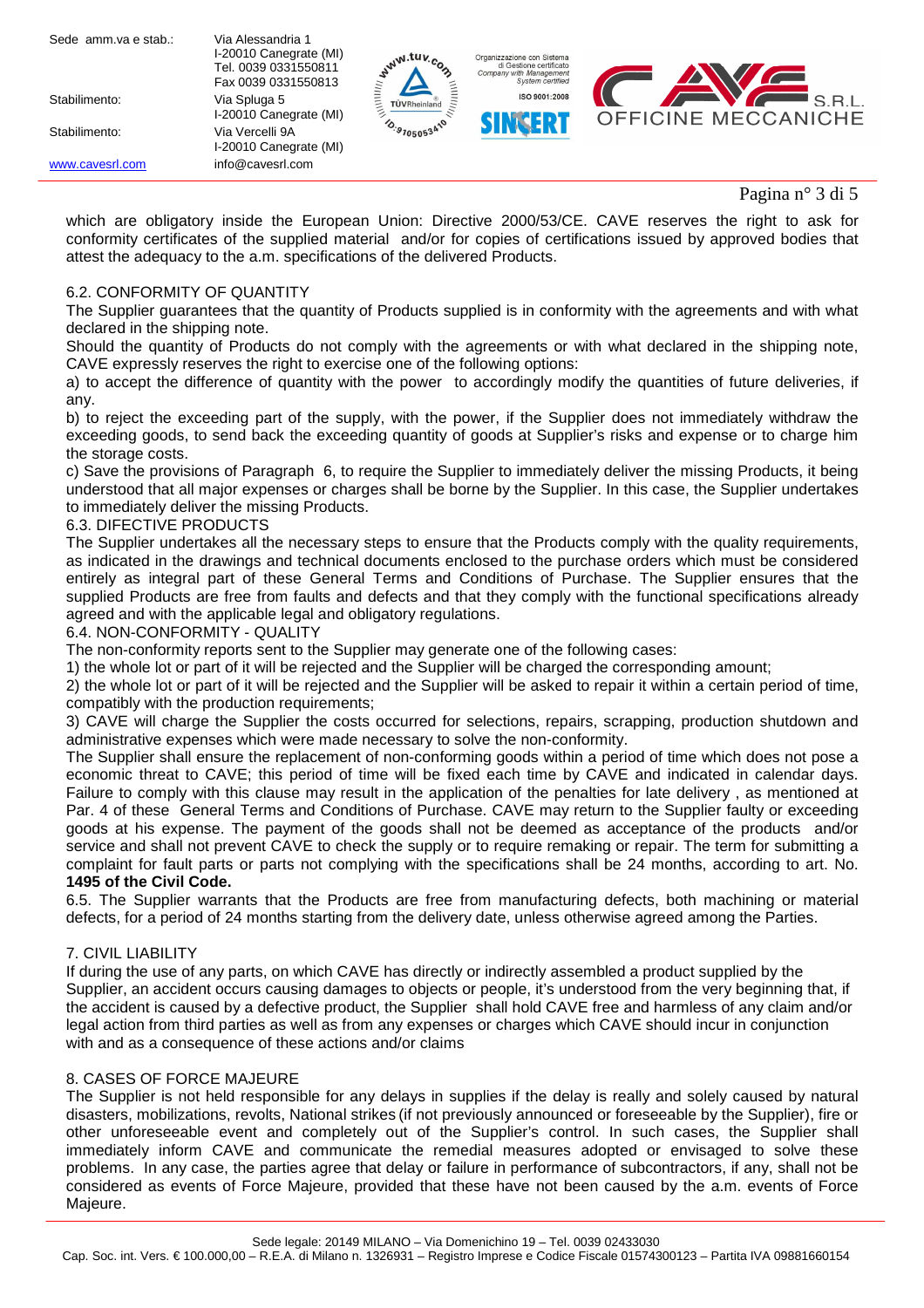which are obligatory inside the European Union: Directive 2000/53/CE. CAVE reserves the right to ask for conformity certificates of the supplied material and/or for copies of certifications issued by approved bodies that attest the adequacy to the a.m. specifications of the delivered Products.

6.2. CONFORMITY OF QUANTITY

The Supplier guarantees that the quantity of Products supplied is in conformity with the agreements and with what declared in the shipping note.

Should the quantity of Products do not comply with the agreements or with what declared in the shipping note, CAVE expressly reserves the right to exercise one of the following options:

a) to accept the difference of quantity with the power to accordingly modify the quantities of future deliveries, if any.

b) to reject the exceeding part of the supply, with the power, if the Supplier does not immediately withdraw the exceeding goods, to send back the exceeding quantity of goods at Supplier's risks and expense or to charge him the storage costs.

c) Save the provisions of Paragraph 6, to require the Supplier to immediately deliver the missing Products, it being understood that all major expenses or charges shall be borne by the Supplier. In this case, the Supplier undertakes to immediately deliver the missing Products.

6.3. DIFECTIVE PRODUCTS

The Supplier undertakes all the necessary steps to ensure that the Products comply with the quality requirements, as indicated in the drawings and technical documents enclosed to the purchase orders which must be considered entirely as integral part of these General Terms and Conditions of Purchase. The Supplier ensures that the supplied Products are free from faults and defects and that they comply with the functional specifications already agreed and with the applicable legal and obligatory regulations.

6.4. NON-CONFORMITY - QUALITY

The non-conformity reports sent to the Supplier may generate one of the following cases:

1) the whole lot or part of it will be rejected and the Supplier will be charged the corresponding amount;

2) the whole lot or part of it will be rejected and the Supplier will be asked to repair it within a certain period of time, compatibly with the production requirements;

3) CAVE will charge the Supplier the costs occurred for selections, repairs, scrapping, production shutdown and administrative expenses which were made necessary to solve the non-conformity.

The Supplier shall ensure the replacement of non-conforming goods within a period of time which does not pose a economic threat to CAVE; this period of time will be fixed each time by CAVE and indicated in calendar days. Failure to comply with this clause may result in the application of the penalties for late delivery , as mentioned at Par. 4 of these General Terms and Conditions of Purchase. CAVE may return to the Supplier faulty or exceeding goods at his expense. The payment of the goods shall not be deemed as acceptance of the products and/or service and shall not prevent CAVE to check the supply or to require remaking or repair. The term for submitting a complaint for fault parts or parts not complying with the specifications shall be 24 months, according to art. No. **1495 of the Civil Code.**

6.5. The Supplier warrants that the Products are free from manufacturing defects, both machining or material defects, for a period of 24 months starting from the delivery date, unless otherwise agreed among the Parties.

7. CIVIL LIABILITY

If during the use of any parts, on which CAVE has directly or indirectly assembled a product supplied by the Supplier, an accident occurs causing damages to objects or people, it's understood from the very beginning that, if the accident is caused by a defective product, the Supplier shall hold CAVE free and harmless of any claim and/or legal action from third parties as well as from any expenses or charges which CAVE should incur in conjunction with and as a consequence of these actions and/or claims

8. CASES OF FORCE MAJEURE

The Supplier is not held responsible for any delays in supplies if the delay is really and solely caused by natural disasters, mobilizations, revolts, National strikes (if not previously announced or foreseeable by the Supplier), fire or other unforeseeable event and completely out of the Supplier's control. In such cases, the Supplier shall immediately inform CAVE and communicate the remedial measures adopted or envisaged to solve these problems. In any case, the parties agree that delay or failure in performance of subcontractors, if any, shall not be considered as events of Force Majeure, provided that these have not been caused by the a.m. events of Force Majeure.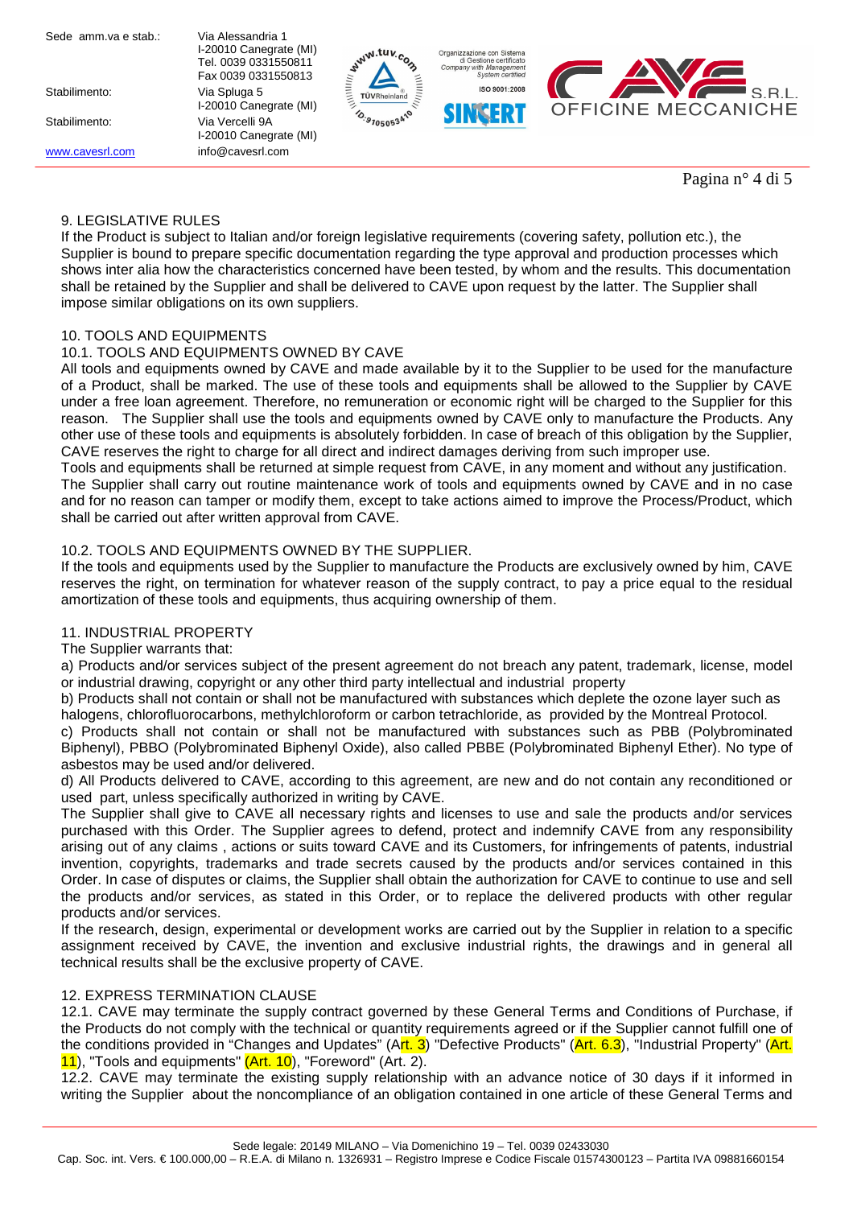9. LEGISLATIVE RULES

If the Product is subject to Italian and/or foreign legislative requirements (covering safety, pollution etc.), the Supplier is bound to prepare specific documentation regarding the type approval and production processes which shows inter alia how the characteristics concerned have been tested, by whom and the results. This documentation shall be retained by the Supplier and shall be delivered to CAVE upon request by the latter. The Supplier shall impose similar obligations on its own suppliers.

10. TOOLS AND EQUIPMENTS

10.1. TOOLS AND EQUIPMENTS OWNED BY CAVE

All tools and equipments owned by CAVE and made available by it to the Supplier to be used for the manufacture of a Product, shall be marked. The use of these tools and equipments shall be allowed to the Supplier by CAVE under a free loan agreement. Therefore, no remuneration or economic right will be charged to the Supplier for this reason. The Supplier shall use the tools and equipments owned by CAVE only to manufacture the Products. Any other use of these tools and equipments is absolutely forbidden. In case of breach of this obligation by the Supplier, CAVE reserves the right to charge for all direct and indirect damages deriving from such improper use.

Tools and equipments shall be returned at simple request from CAVE, in any moment and without any justification.

The Supplier shall carry out routine maintenance work of tools and equipments owned by CAVE and in no case and for no reason can tamper or modify them, except to take actions aimed to improve the Process/Product, which shall be carried out after written approval from CAVE.

10.2. TOOLS AND EQUIPMENTS OWNED BY THE SUPPLIER.

If the tools and equipments used by the Supplier to manufacture the Products are exclusively owned by him, CAVE reserves the right, on termination for whatever reason of the supply contract, to pay a price equal to the residual amortization of these tools and equipments, thus acquiring ownership of them.

11. INDUSTRIAL PROPERTY

The Supplier warrants that:

a) Products and/or services subject of the present agreement do not breach any patent, trademark, license, model or industrial drawing, copyright or any other third party intellectual and industrial property

b) Products shall not contain or shall not be manufactured with substances which deplete the ozone layer such as halogens, chlorofluorocarbons, methylchloroform or carbon tetrachloride, as provided by the Montreal Protocol.

c) Products shall not contain or shall not be manufactured with substances such as PBB (Polybrominated Biphenyl), PBBO (Polybrominated Biphenyl Oxide), also called PBBE (Polybrominated Biphenyl Ether). No type of asbestos may be used and/or delivered.

d) All Products delivered to CAVE, according to this agreement, are new and do not contain any reconditioned or used part, unless specifically authorized in writing by CAVE.

The Supplier shall give to CAVE all necessary rights and licenses to use and sale the products and/or services purchased with this Order. The Supplier agrees to defend, protect and indemnify CAVE from any responsibility arising out of any claims , actions or suits toward CAVE and its Customers, for infringements of patents, industrial invention, copyrights, trademarks and trade secrets caused by the products and/or services contained in this Order. In case of disputes or claims, the Supplier shall obtain the authorization for CAVE to continue to use and sell the products and/or services, as stated in this Order, or to replace the delivered products with other regular products and/or services.

If the research, design, experimental or development works are carried out by the Supplier in relation to a specific assignment received by CAVE, the invention and exclusive industrial rights, the drawings and in general all technical results shall be the exclusive property of CAVE.

12. EXPRESS TERMINATION CLAUSE

12.1. CAVE may terminate the supply contract governed by these General Terms and Conditions of Purchase, if the Products do not comply with the technical or quantity requirements agreed or if the Supplier cannot fulfill one of the conditions provided in "Changes and Updates" (Art. 3) "Defective Products" (Art. 6.3), "Industrial Property" (Art. 11), "Tools and equipments" (Art. 10), "Foreword" (Art. 2).

12.2. CAVE may terminate the existing supply relationship with an advance notice of 30 days if it informed in writing the Supplier about the noncompliance of an obligation contained in one article of these General Terms and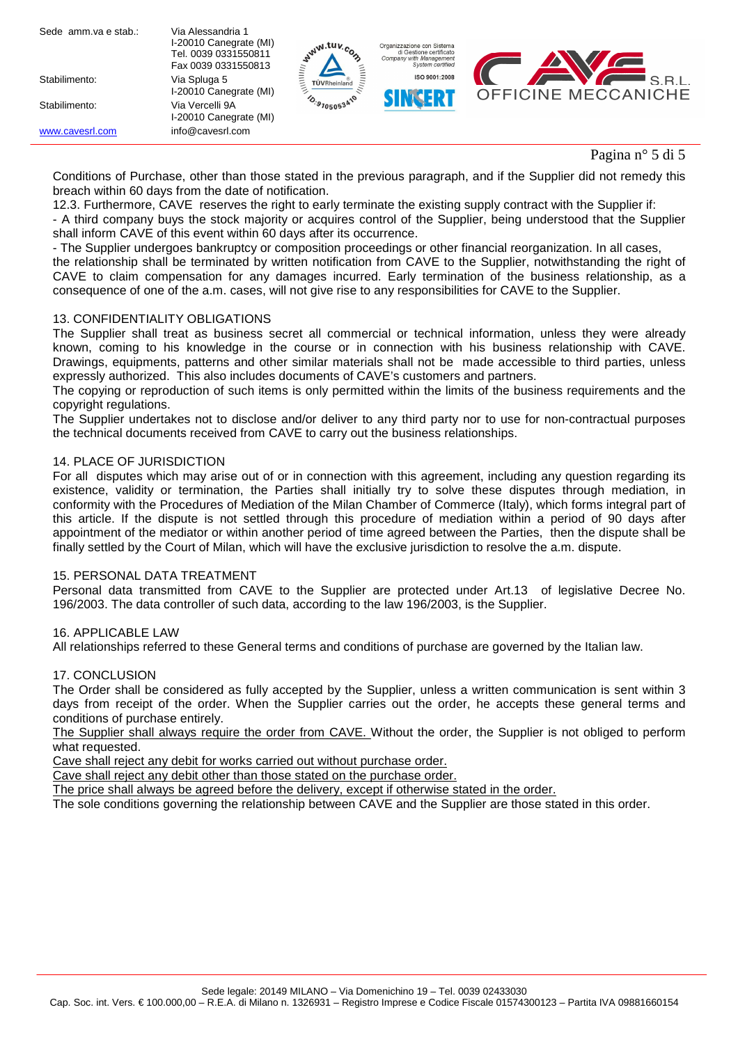Conditions of Purchase, other than those stated in the previous paragraph, and if the Supplier did not remedy this breach within 60 days from the date of notification.

12.3. Furthermore, CAVE reserves the right to early terminate the existing supply contract with the Supplier if:

- A third company buys the stock majority or acquires control of the Supplier, being understood that the Supplier shall inform CAVE of this event within 60 days after its occurrence.
- The Supplier undergoes bankruptcy or composition proceedings or other financial reorganization. In all cases,

the relationship shall be terminated by written notification from CAVE to the Supplier, notwithstanding the right of CAVE to claim compensation for any damages incurred. Early termination of the business relationship, as a consequence of one of the a.m. cases, will not give rise to any responsibilities for CAVE to the Supplier.

## 13. CONFIDENTIALITY OBLIGATIONS

The Supplier shall treat as business secret all commercial or technical information, unless they were already known, coming to his knowledge in the course or in connection with his business relationship with CAVE. Drawings, equipments, patterns and other similar materials shall not be made accessible to third parties, unless expressly authorized. This also includes documents of CAVE's customers and partners.

The copying or reproduction of such items is only permitted within the limits of the business requirements and the copyright regulations.

The Supplier undertakes not to disclose and/or deliver to any third party nor to use for non-contractual purposes the technical documents received from CAVE to carry out the business relationships.

## 14. PLACE OF JURISDICTION

For all disputes which may arise out of or in connection with this agreement, including any question regarding its existence, validity or termination, the Parties shall initially try to solve these disputes through mediation, in conformity with the Procedures of Mediation of the Milan Chamber of Commerce (Italy), which forms integral part of this article. If the dispute is not settled through this procedure of mediation within a period of 90 days after appointment of the mediator or within another period of time agreed between the Parties, then the dispute shall be finally settled by the Court of Milan, which will have the exclusive jurisdiction to resolve the a.m. dispute.

## 15. PERSONAL DATA TREATMENT

Personal data transmitted from CAVE to the Supplier are protected under Art.13 of legislative Decree No. 196/2003. The data controller of such data, according to the law 196/2003, is the Supplier.

## 16. APPLICABLE LAW

All relationships referred to these General terms and conditions of purchase are governed by the Italian law.

## 17. CONCLUSION

The Order shall be considered as fully accepted by the Supplier, unless a written communication is sent within 3 days from receipt of the order. When the Supplier carries out the order, he accepts these general terms and conditions of purchase entirely.

The Supplier shall always require the order from CAVE. Without the order, the Supplier is not obliged to perform what requested.

Cave shall reject any debit for works carried out without purchase order.

Cave shall reject any debit other than those stated on the purchase order.

The price shall always be agreed before the delivery, except if otherwise stated in the order.

The sole conditions governing the relationship between CAVE and the Supplier are those stated in this order.